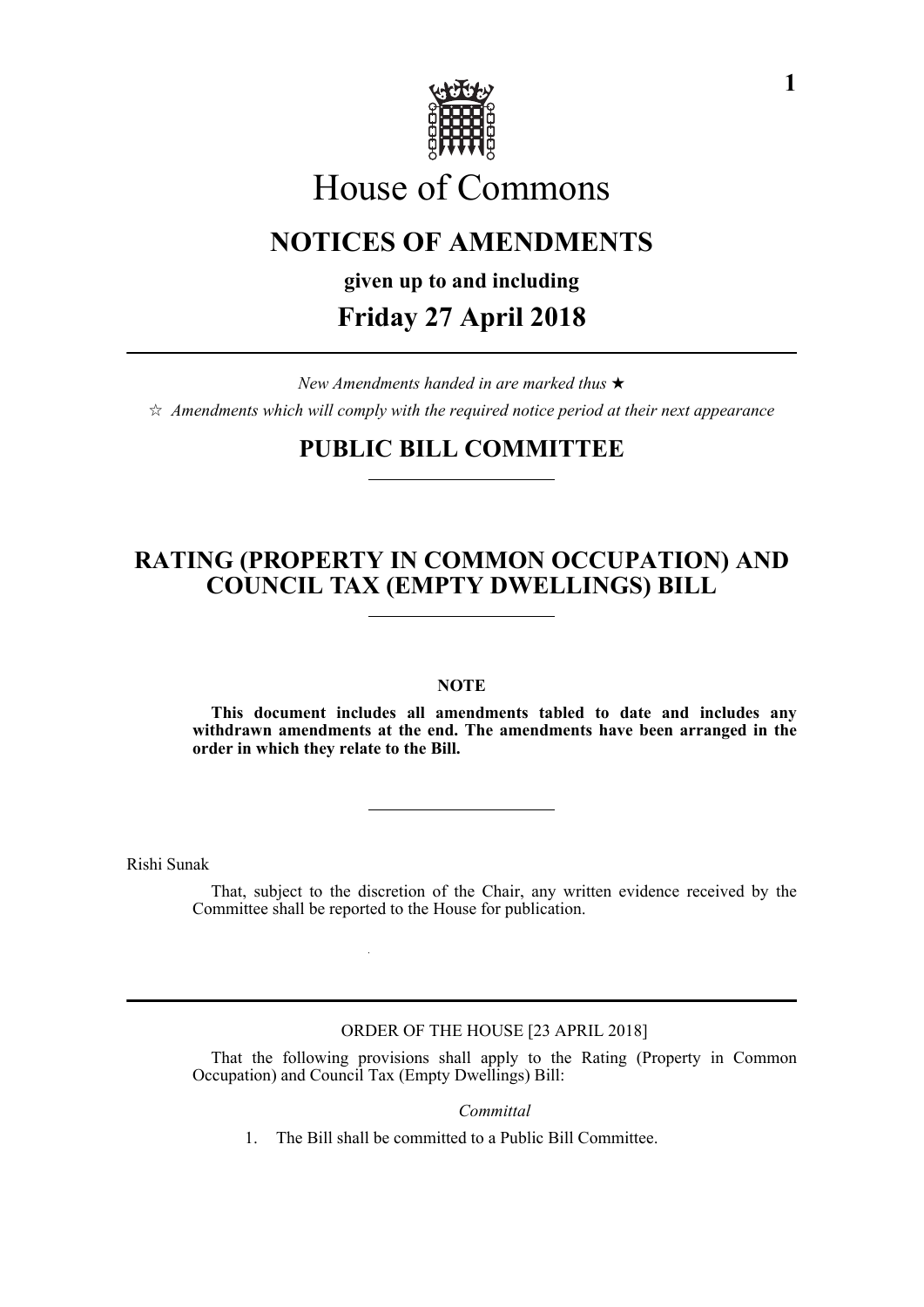# House of Commons

## NOTICES OF AMENDMENTS

**given up to and including**

## Friday 27 April 2018

*New Amendments handed in are marked thus* ★

☆ *Amendments which will comply with the required notice period at their next appearance*

## PUBLIC BILL COMMITTEE

## RATING (PROPERTY IN COMMON OCCUPATION) AND COUNCIL TAX (EMPTY DWELLINGS) BILL

**NOTE**

**This document includes all amendments tabled to date and includes any withdrawn amendments at the end. The amendments have been arranged in the order in which they relate to the Bill.**

Rishi Sunak

That, subject to the discretion of the Chair, any written evidence received by the Committee shall be reported to the House for publication.

ORDER OF THE HOUSE [23 APRIL 2018]

That the following provisions shall apply to the Rating (Property in Common Occupation) and Council Tax (Empty Dwellings) Bill:

*Committal*

1. The Bill shall be committed to a Public Bill Committee.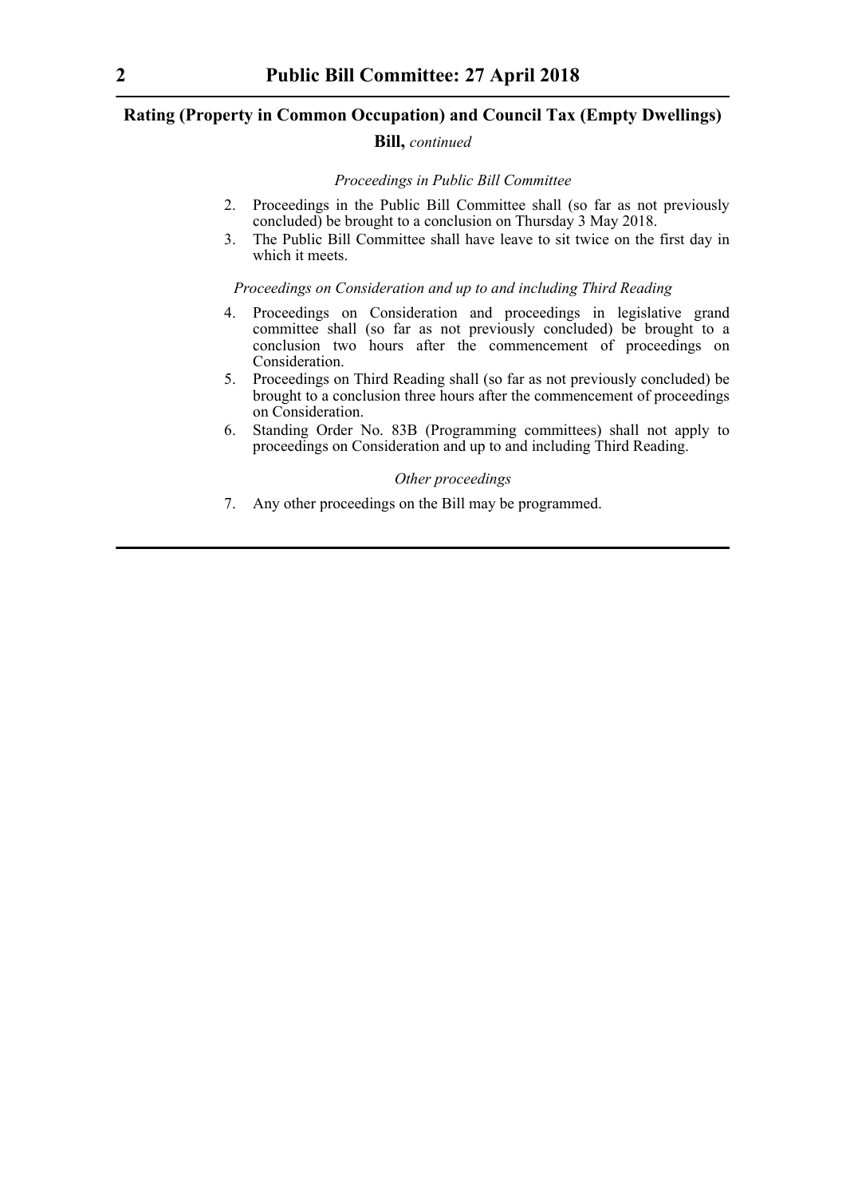## Rating (Property in Common Occupation) and Council Tax (Empty Dwellings) Bill, *continued*

*Proceedings in Public Bill Committee*

2. Proceedings in the Public Bill Committee shall (so far as not previously concluded) be brought to a conclusion on Thursday 3 May 2018.
3. The Public Bill Committee shall have leave to sit twice on the first day in which it meets.

*Proceedings on Consideration and up to and including Third Reading*

4. Proceedings on Consideration and proceedings in legislative grand committee shall (so far as not previously concluded) be brought to a conclusion two hours after the commencement of proceedings on Consideration.
5. Proceedings on Third Reading shall (so far as not previously concluded) be brought to a conclusion three hours after the commencement of proceedings on Consideration.
6. Standing Order No. 83B (Programming committees) shall not apply to proceedings on Consideration and up to and including Third Reading.

*Other proceedings*

7. Any other proceedings on the Bill may be programmed.